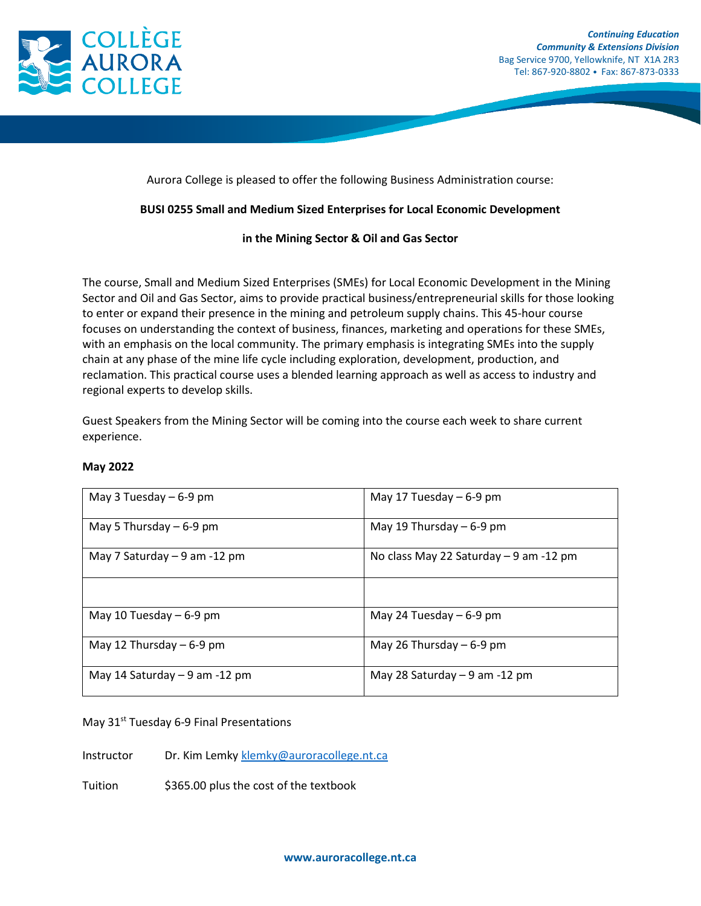**Continuing Education**
**Community & Extensions Division**
Bag Service 9700, Yellowknife, NT X1A 2R3
Tel: 867-920-8802 • Fax: 867-873-0333

Aurora College is pleased to offer the following Business Administration course:

**BUSI 0255 Small and Medium Sized Enterprises for Local Economic Development**

**in the Mining Sector & Oil and Gas Sector**

The course, Small and Medium Sized Enterprises (SMEs) for Local Economic Development in the Mining Sector and Oil and Gas Sector, aims to provide practical business/entrepreneurial skills for those looking to enter or expand their presence in the mining and petroleum supply chains. This 45-hour course focuses on understanding the context of business, finances, marketing and operations for these SMEs, with an emphasis on the local community. The primary emphasis is integrating SMEs into the supply chain at any phase of the mine life cycle including exploration, development, production, and reclamation. This practical course uses a blended learning approach as well as access to industry and regional experts to develop skills.

Guest Speakers from the Mining Sector will be coming into the course each week to share current experience.

**May 2022**

| | |
|---|---|
| May 3 Tuesday – 6-9 pm | May 17 Tuesday – 6-9 pm |
| May 5 Thursday – 6-9 pm | May 19 Thursday – 6-9 pm |
| May 7 Saturday – 9 am -12 pm | No class May 22 Saturday – 9 am -12 pm |
| | |
| May 10 Tuesday – 6-9 pm | May 24 Tuesday – 6-9 pm |
| May 12 Thursday – 6-9 pm | May 26 Thursday – 6-9 pm |
| May 14 Saturday – 9 am -12 pm | May 28 Saturday – 9 am -12 pm |

May 31st Tuesday 6-9 Final Presentations

Instructor Dr. Kim Lemky klemky@auroracollege.nt.ca

Tuition $365.00 plus the cost of the textbook

**www.auroracollege.nt.ca**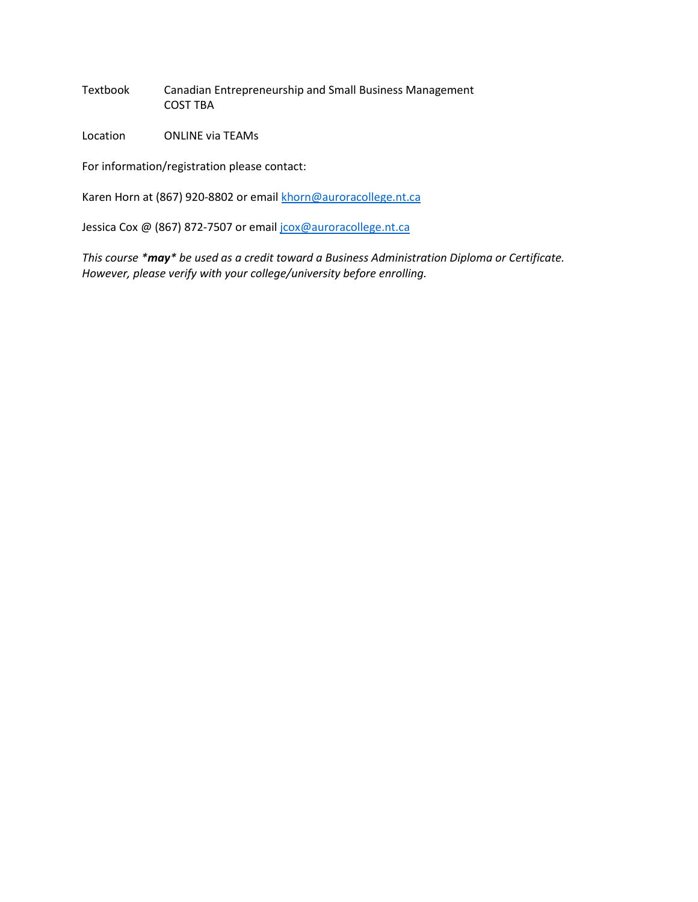Textbook Canadian Entrepreneurship and Small Business Management
COST TBA

Location ONLINE via TEAMs

For information/registration please contact:

Karen Horn at (867) 920-8802 or email khorn@auroracollege.nt.ca

Jessica Cox @ (867) 872-7507 or email jcox@auroracollege.nt.ca

*This course \*__may__\* be used as a credit toward a Business Administration Diploma or Certificate. However, please verify with your college/university before enrolling.*